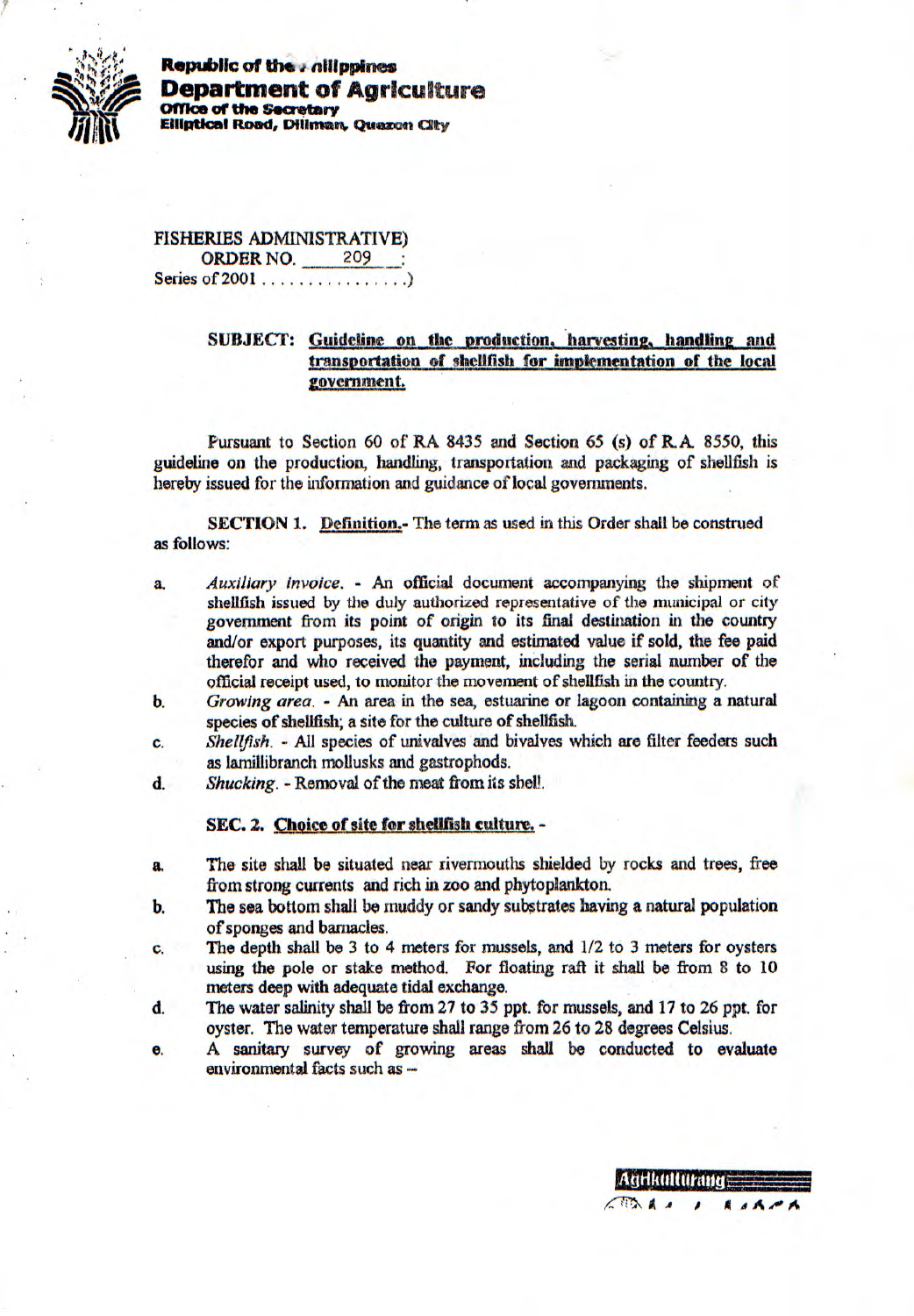**Republic of the Philippines**
**Department of Agriculture**
**Office of the Secretary**
**Elliptical Road, Diliman, Quezon City**

FISHERIES ADMINISTRATIVE)
ORDER NO. 209 :
Series of 2001 . . . . . . . . . . . . . . . .)

**SUBJECT: Guideline on the production, harvesting, handling and transportation of shellfish for implementation of the local government.**

Pursuant to Section 60 of RA 8435 and Section 65 (s) of R.A. 8550, this guideline on the production, handling, transportation and packaging of shellfish is hereby issued for the information and guidance of local governments.

**SECTION 1. Definition.-** The term as used in this Order shall be construed as follows:

a. *Auxiliary Invoice*. - An official document accompanying the shipment of shellfish issued by the duly authorized representative of the municipal or city government from its point of origin to its final destination in the country and/or export purposes, its quantity and estimated value if sold, the fee paid therefor and who received the payment, including the serial number of the official receipt used, to monitor the movement of shellfish in the country.
b. *Growing area*. - An area in the sea, estuarine or lagoon containing a natural species of shellfish; a site for the culture of shellfish.
c. *Shellfish*. - All species of univalves and bivalves which are filter feeders such as lamillibranch mollusks and gastrophods.
d. *Shucking*. - Removal of the meat from its shell.

**SEC. 2. Choice of site for shellfish culture. -**

a. The site shall be situated near rivermouths shielded by rocks and trees, free from strong currents and rich in zoo and phytoplankton.
b. The sea bottom shall be muddy or sandy substrates having a natural population of sponges and barnacles.
c. The depth shall be 3 to 4 meters for mussels, and 1/2 to 3 meters for oysters using the pole or stake method. For floating raft it shall be from 8 to 10 meters deep with adequate tidal exchange.
d. The water salinity shall be from 27 to 35 ppt. for mussels, and 17 to 26 ppt. for oyster. The water temperature shall range from 26 to 28 degrees Celsius.
e. A sanitary survey of growing areas shall be conducted to evaluate environmental facts such as –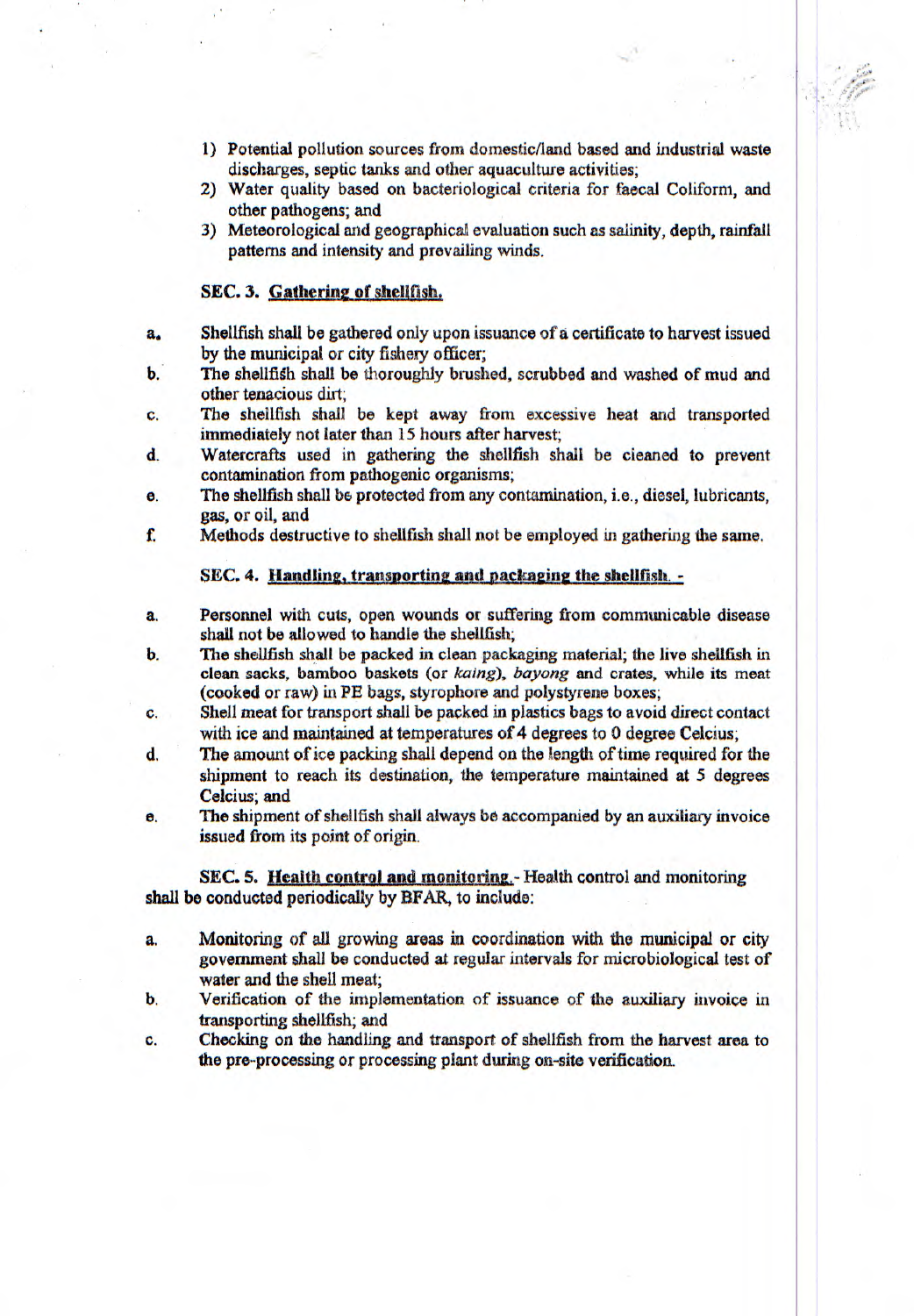1) Potential pollution sources from domestic/land based and industrial waste discharges, septic tanks and other aquaculture activities;
2) Water quality based on bacteriological criteria for faecal Coliform, and other pathogens; and
3) Meteorological and geographical evaluation such as salinity, depth, rainfall patterns and intensity and prevailing winds.

**SEC. 3. Gathering of shellfish.**

a. Shellfish shall be gathered only upon issuance of a certificate to harvest issued by the municipal or city fishery officer;

b. The shellfish shall be thoroughly brushed, scrubbed and washed of mud and other tenacious dirt;

c. The shellfish shall be kept away from excessive heat and transported immediately not later than 15 hours after harvest;

d. Watercrafts used in gathering the shellfish shall be cleaned to prevent contamination from pathogenic organisms;

e. The shellfish shall be protected from any contamination, i.e., diesel, lubricants, gas, or oil, and

f. Methods destructive to shellfish shall not be employed in gathering the same.

**SEC. 4. Handling, transporting and packaging the shellfish. -**

a. Personnel with cuts, open wounds or suffering from communicable disease shall not be allowed to handle the shellfish;

b. The shellfish shall be packed in clean packaging material; the live shellfish in clean sacks, bamboo baskets (or *kaing*), *bayong* and crates, while its meat (cooked or raw) in PE bags, styrophore and polystyrene boxes;

c. Shell meat for transport shall be packed in plastics bags to avoid direct contact with ice and maintained at temperatures of 4 degrees to 0 degree Celcius;

d. The amount of ice packing shall depend on the length of time required for the shipment to reach its destination, the temperature maintained at 5 degrees Celcius; and

e. The shipment of shellfish shall always be accompanied by an auxiliary invoice issued from its point of origin.

**SEC. 5. Health control and monitoring.**- Health control and monitoring shall be conducted periodically by BFAR, to include:

a. Monitoring of all growing areas in coordination with the municipal or city government shall be conducted at regular intervals for microbiological test of water and the shell meat;

b. Verification of the implementation of issuance of the auxiliary invoice in transporting shellfish; and

c. Checking on the handling and transport of shellfish from the harvest area to the pre-processing or processing plant during on-site verification.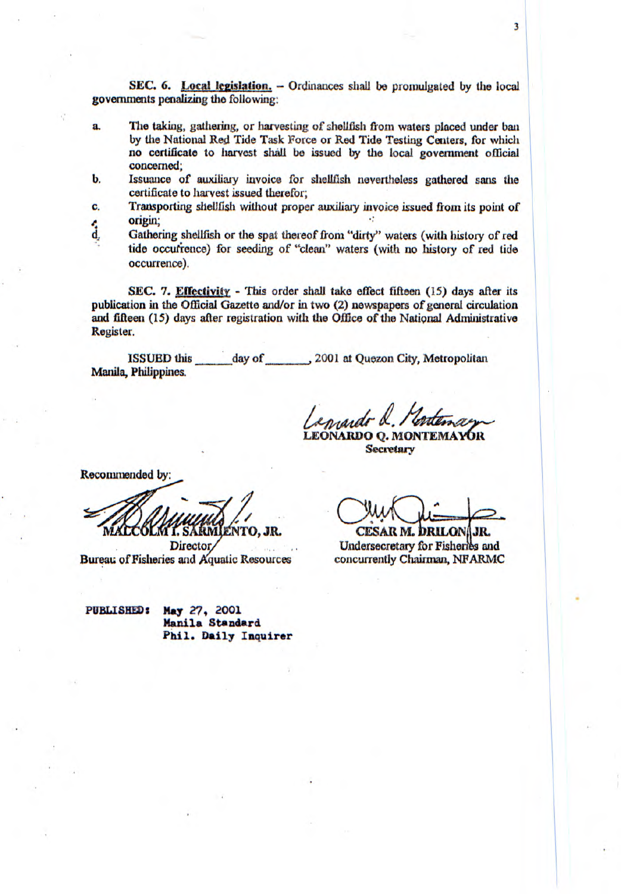**SEC. 6. Local legislation.** – Ordinances shall be promulgated by the local governments penalizing the following:

a. The taking, gathering, or harvesting of shellfish from waters placed under ban by the National Red Tide Task Force or Red Tide Testing Centers, for which no certificate to harvest shall be issued by the local government official concerned;

b. Issuance of auxiliary invoice for shellfish nevertheless gathered sans the certificate to harvest issued therefor;

c. Transporting shellfish without proper auxiliary invoice issued from its point of origin;

d. Gathering shellfish or the spat thereof from "dirty" waters (with history of red tide occurrence) for seeding of "clean" waters (with no history of red tide occurrence).

**SEC. 7. Effectivity** - This order shall take effect fifteen (15) days after its publication in the Official Gazette and/or in two (2) newspapers of general circulation and fifteen (15) days after registration with the Office of the National Administrative Register.

ISSUED this ______ day of ______, 2001 at Quezon City, Metropolitan Manila, Philippines.

**LEONARDO Q. MONTEMAYOR**
**Secretary**

Recommended by:

**MALCOLM I. SARMIENTO, JR.**
Director
Bureau of Fisheries and Aquatic Resources

**CESAR M. DRILON, JR.**
Undersecretary for Fisheries and concurrently Chairman, NFARMC

**PUBLISHED:** May 27, 2001
Manila Standard
Phil. Daily Inquirer